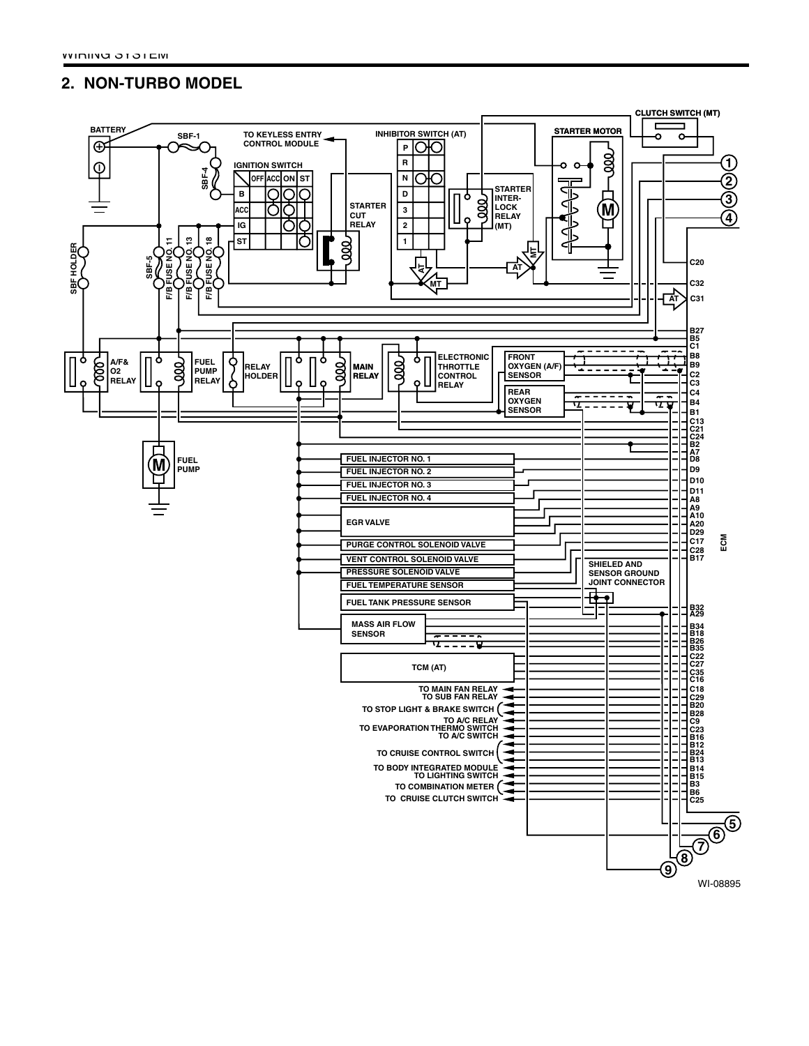## 2. NON-TURBO MODEL

BATTERY
SBF-1
SBF-4
TO KEYLESS ENTRY CONTROL MODULE
IGNITION SWITCH
OFF ACC ON ST
B
ACC
IG
ST
STARTER CUT RELAY
INHIBITOR SWITCH (AT)
P
R
N
D
3
2
1
STARTER INTER-LOCK RELAY (MT)
STARTER MOTOR
CLUTCH SWITCH (MT)
SBF HOLDER
SBF-5
F/B FUSE NO. 11
F/B FUSE NO. 13
F/B FUSE NO. 18
AT
MT
A/F& O2 RELAY
FUEL PUMP RELAY
RELAY HOLDER
MAIN RELAY
ELECTRONIC THROTTLE CONTROL RELAY
FRONT OXYGEN (A/F) SENSOR
REAR OXYGEN SENSOR
FUEL PUMP
FUEL INJECTOR NO. 1
FUEL INJECTOR NO. 2
FUEL INJECTOR NO. 3
FUEL INJECTOR NO. 4
EGR VALVE
PURGE CONTROL SOLENOID VALVE
VENT CONTROL SOLENOID VALVE
PRESSURE SOLENOID VALVE
FUEL TEMPERATURE SENSOR
FUEL TANK PRESSURE SENSOR
SHIELDED AND SENSOR GROUND JOINT CONNECTOR
MASS AIR FLOW SENSOR
TCM (AT)
TO MAIN FAN RELAY
TO SUB FAN RELAY
TO STOP LIGHT & BRAKE SWITCH
TO A/C RELAY
TO EVAPORATION THERMO SWITCH
TO A/C SWITCH
TO CRUISE CONTROL SWITCH
TO BODY INTEGRATED MODULE
TO LIGHTING SWITCH
TO COMBINATION METER
TO CRUISE CLUTCH SWITCH

ECM
C20, C32, C31, B27, B5, C1, B8, B9, C2, C3, C4, B4, B1, C13, C21, C24, B2, A7, D8, D9, D10, D11, A8, A9, A10, A20, D29, C17, C28, B17, B32, A29, B34, B18, B26, B35, C22, C27, C35, C16, C18, C29, B20, B28, C9, C23, B16, B12, B24, B13, B14, B15, B3, B6, C25

1 2 3 4 5 6 7 8 9

WI-08895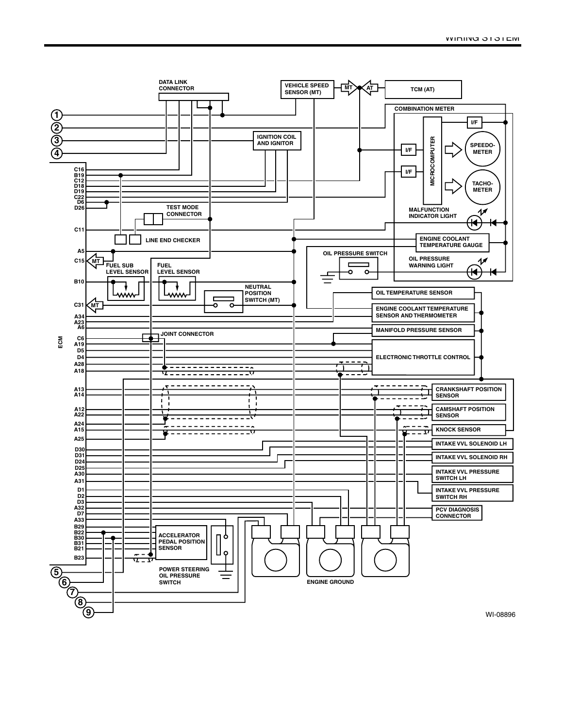DATA LINK CONNECTOR

VEHICLE SPEED SENSOR (MT)

MT

AT

TCM (AT)

COMBINATION METER

1

2

3

4

IGNITION COIL AND IGNITOR

I/F

I/F

MICROCOMPUTER

SPEEDO-METER

I/F

TACHO-METER

C16
B19
C12
D18
D19
C22
D6
D26

TEST MODE CONNECTOR

MALFUNCTION INDICATOR LIGHT

C11

LINE END CHECKER

ENGINE COOLANT TEMPERATURE GAUGE

A5

OIL PRESSURE SWITCH

OIL PRESSURE WARNING LIGHT

C15

MT

FUEL SUB LEVEL SENSOR

FUEL LEVEL SENSOR

B10

NEUTRAL POSITION SWITCH (MT)

OIL TEMPERATURE SENSOR

C31

MT

A34
A23
A6

ENGINE COOLANT TEMPERATURE SENSOR AND THERMOMETER

MANIFOLD PRESSURE SENSOR

ECM

C6
A19
D5
D4
A28
A18

JOINT CONNECTOR

ELECTRONIC THROTTLE CONTROL

A13
A14

CRANKSHAFT POSITION SENSOR

A12
A22

CAMSHAFT POSITION SENSOR

A24
A15

KNOCK SENSOR

A25

INTAKE VVL SOLENOID LH

D30
D31
D24
D25
A30

INTAKE VVL SOLENOID RH

A31

INTAKE VVL PRESSURE SWITCH LH

D1
D2
D3
A32
D7
A33

INTAKE VVL PRESSURE SWITCH RH

PCV DIAGNOSIS CONNECTOR

B29
B22
B30
B31
B21

ACCELERATOR PEDAL POSITION SENSOR

B23

POWER STEERING OIL PRESSURE SWITCH

ENGINE GROUND

5

6

7

8

9

WI-08896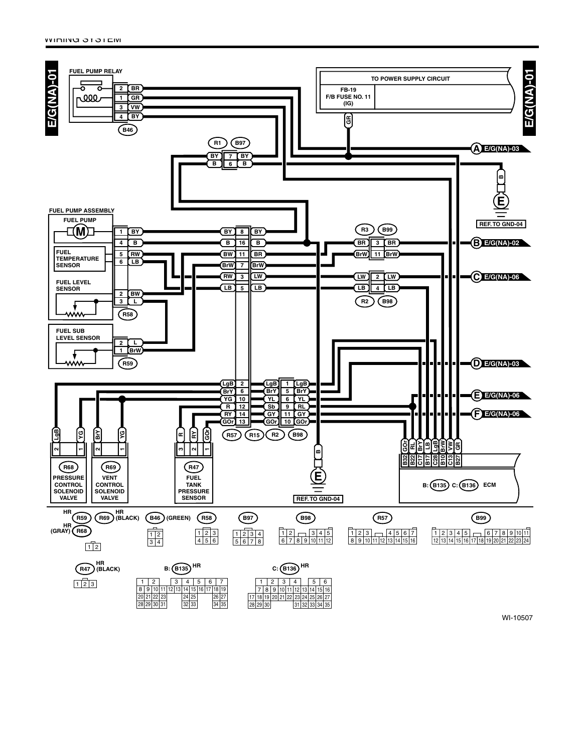E/G(NA)-01

FUEL PUMP RELAY

| Pin | Wire |
|---|---|
| 2 | BR |
| 1 | GR |
| 3 | VW |
| 4 | BY |

B46

TO POWER SUPPLY CIRCUIT

FB-19
F/B FUSE NO. 11
(IG)

GR

A E/G(NA)-03

R1 B97

| | | |
|---|---|---|
| BY | 7 | BY |
| B | 6 | B |

B

E

REF. TO GND-04

FUEL PUMP ASSEMBLY

FUEL PUMP

FUEL TEMPERATURE SENSOR

FUEL LEVEL SENSOR

| Pin | Wire |
|---|---|
| 1 | BY |
| 4 | B |
| 5 | RW |
| 6 | LB |
| 2 | BW |
| 3 | L |

R58

FUEL SUB LEVEL SENSOR

| Pin | Wire |
|---|---|
| 2 | L |
| 1 | BrW |

R59

| | | |
|---|---|---|
| BY | 8 | BY |
| B | 16 | B |
| BW | 11 | BR |
| BrW | 7 | BrW |
| RW | 3 | LW |
| LB | 5 | LB |
| LgB | 2 | LgB |
| BrY | 6 | BrY |
| YG | 10 | YL |
| R | 12 | Sb |
| RY | 14 | GY |
| GOr | 13 | GOr |

R3 B99

| | | |
|---|---|---|
| BR | 3 | BR |
| BrW | 11 | BrW |

B E/G(NA)-02

| | | |
|---|---|---|
| LW | 2 | LW |
| LB | 4 | LB |

R2 B98

C E/G(NA)-06

D E/G(NA)-03

| | | |
|---|---|---|
| LgB | 1 | LgB |
| BrY | 5 | BrY |
| YL | 6 | YL |
| Sb | 9 | RL |
| GY | 11 | GY |
| GOr | 10 | GOr |

E E/G(NA)-06

F E/G(NA)-06

R57 R15 R2 B98

B

E

REF. TO GND-04

R68 PRESSURE CONTROL SOLENOID VALVE: 2 LgB, 1 YG

R69 VENT CONTROL SOLENOID VALVE: 2 BrY, 1 YG

R47 FUEL TANK PRESSURE SENSOR: 3 R, 2 RY, 1 GOr

ECM

| B32 | B22 | C17 | B17 | C28 | B10 | C13 | B27 |
|---|---|---|---|---|---|---|---|
| GOr | RL | BrY | LB | LgB | BrW | VW | GR |

B: B135 C: B136 ECM

HR R59, R69 HR (BLACK)

HR (GRAY) R68

B46 (GREEN)

R58

B97

B98

R57

B99

HR R47 (BLACK)

B: B135 HR

C: B136 HR

WI-10507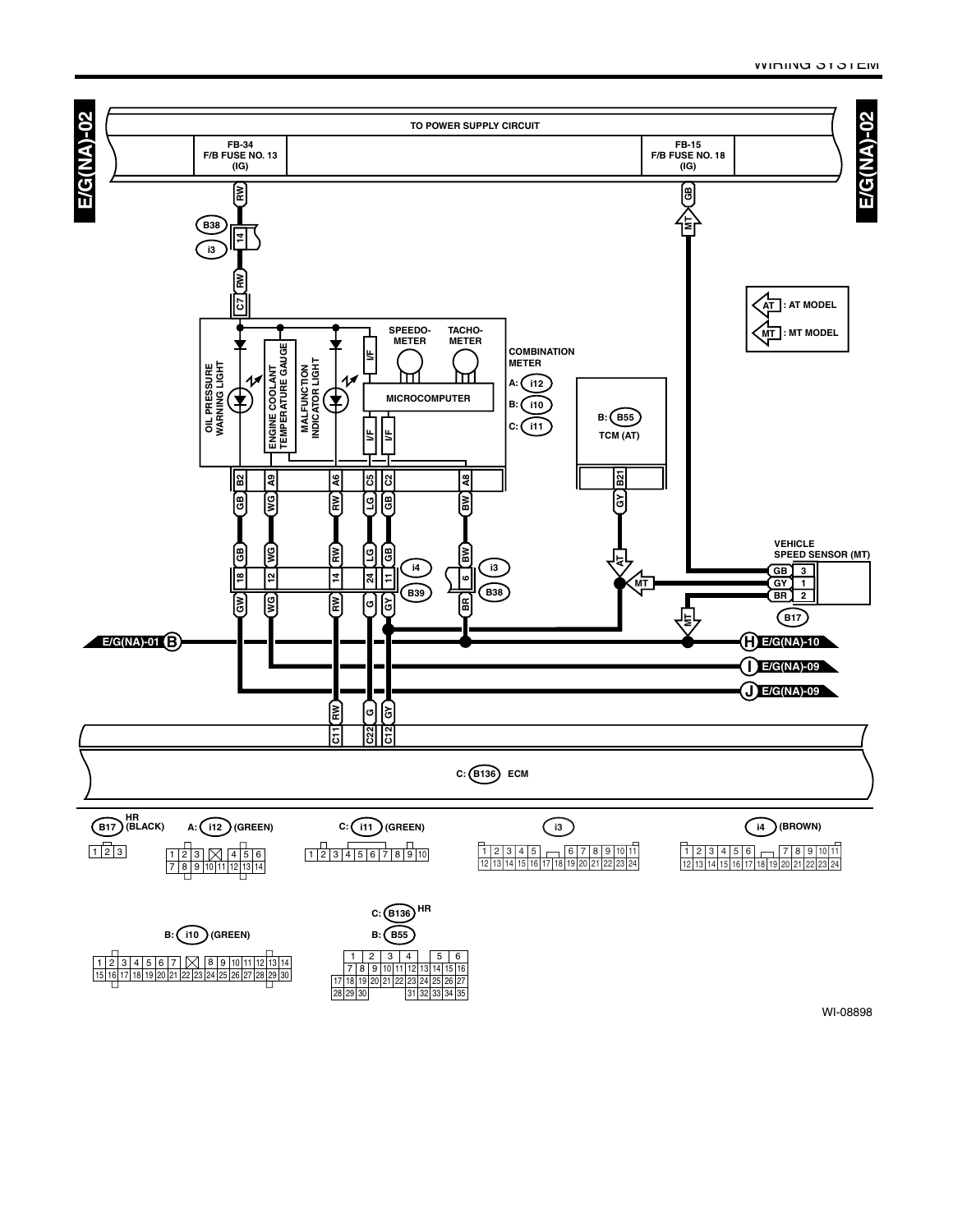# E/G(NA)-02

TO POWER SUPPLY CIRCUIT

FB-34
F/B FUSE NO. 13
(IG)

FB-15
F/B FUSE NO. 18
(IG)

AT : AT MODEL

MT : MT MODEL

COMBINATION METER

A: i12

B: i10

C: i11

OIL PRESSURE WARNING LIGHT

ENGINE COOLANT TEMPERATURE GAUGE

MALFUNCTION INDICATOR LIGHT

SPEEDO-METER

TACHO-METER

MICROCOMPUTER

B: B55

TCM (AT)

VEHICLE SPEED SENSOR (MT)

B17

E/G(NA)-01 B

H E/G(NA)-10

I E/G(NA)-09

J E/G(NA)-09

C: B136 ECM

B17 HR (BLACK)

A: i12 (GREEN)

C: i11 (GREEN)

i3

i4 (BROWN)

B: i10 (GREEN)

C: B136 HR

B: B55

WI-08898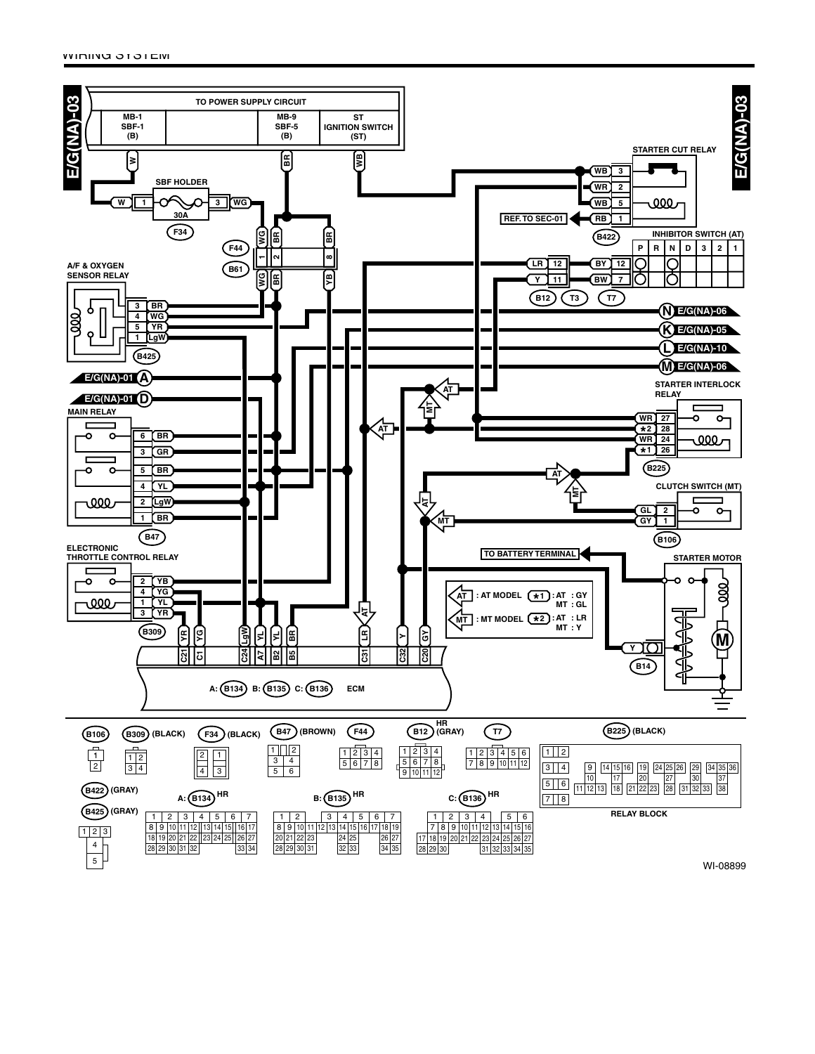# E/G(NA)-03

TO POWER SUPPLY CIRCUIT

| MB-1 SBF-1 (B) | | MB-9 SBF-5 (B) | ST IGNITION SWITCH (ST) |
|---|---|---|---|

SBF HOLDER

30A

F34

F44

B61

A/F & OXYGEN SENSOR RELAY

B425

E/G(NA)-01 A

E/G(NA)-01 D

MAIN RELAY

B47

ELECTRONIC THROTTLE CONTROL RELAY

B309

STARTER CUT RELAY

REF. TO SEC-01

B422

INHIBITOR SWITCH (AT)

| P | R | N | D | 3 | 2 | 1 |
|---|---|---|---|---|---|---|

B12 T3 T7

N E/G(NA)-06

K E/G(NA)-05

L E/G(NA)-10

M E/G(NA)-06

STARTER INTERLOCK RELAY

B225

CLUTCH SWITCH (MT)

B106

TO BATTERY TERMINAL

STARTER MOTOR

B14

AT : AT MODEL

MT : MT MODEL

★1 : AT : GY, MT : GL

★2 : AT : LR, MT : Y

ECM terminals: C21 (YR), C1 (YG), C24 (LgW), A7 (YL), B2 (YL), B5 (BR), C31 (LR), C32 (Y), C20 (GY)

A: B134 B: B135 C: B136 ECM

B106, B309 (BLACK), F34 (BLACK), B47 (BROWN), F44, B12 (GRAY) HR, T7, B225 (BLACK)

B422 (GRAY)

B425 (GRAY)

A: B134 HR

B: B135 HR

C: B136 HR

RELAY BLOCK

WI-08899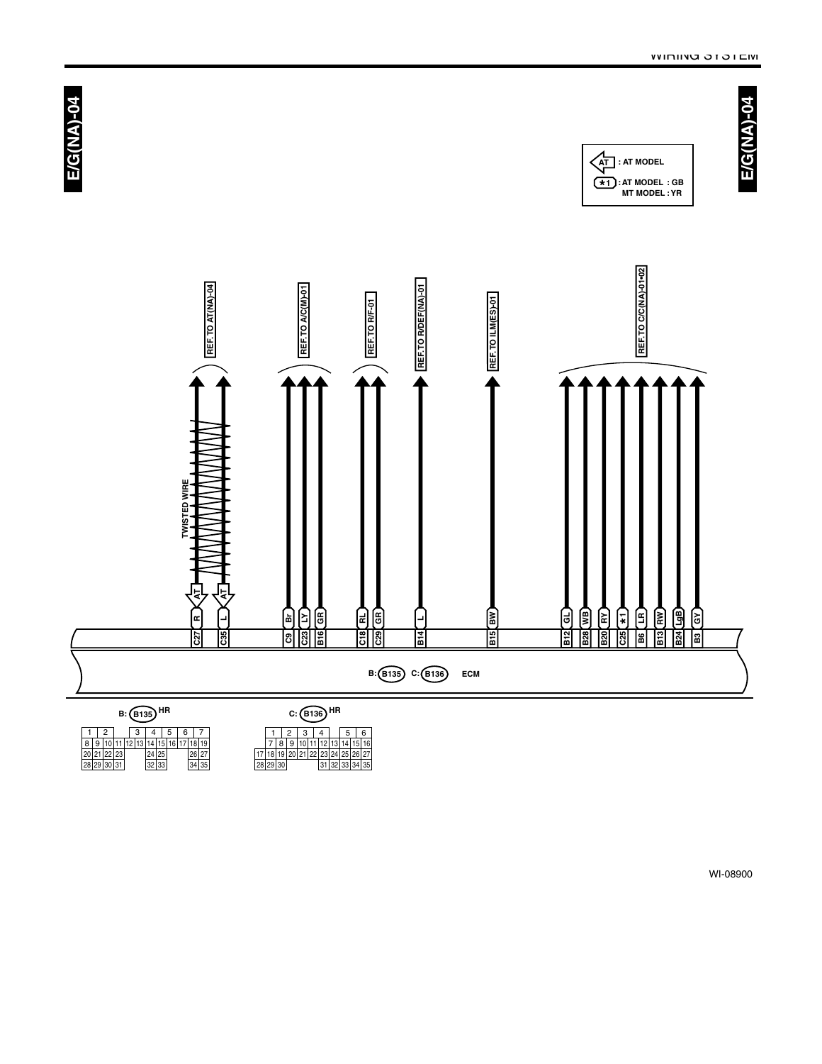E/G(NA)-04

| Symbol | Meaning |
|---|---|
| AT | AT MODEL |
| ★1 | AT MODEL : GB / MT MODEL : YR |

REF. TO AT(NA)-04

REF. TO A/C(M)-01

REF. TO R/F-01

REF. TO R/DEF(NA)-01

REF. TO ILM(ES)-01

REF. TO C/C(NA)-01•02

TWISTED WIRE

| Terminal | C27 | C35 | C9 | C23 | B16 | C18 | C29 | B14 | B15 | B12 | B28 | B20 | C25 | B6 | B13 | B24 | B3 |
|---|---|---|---|---|---|---|---|---|---|---|---|---|---|---|---|---|---|
| Wire color | R | L | Br | LY | GR | RL | GR | L | BW | GL | WB | RY | ★1 | LR | RW | LgB | GY |

B: B135 C: B136 ECM

B: B135 HR

| 1 | 2 | | | 3 | 4 | 5 | 6 | 7 | | |
|---|---|---|---|---|---|---|---|---|---|---|
| 8 | 9 | 10 | 11 | 12 | 13 | 14 | 15 | 16 | 17 | 18 | 19 |
| 20 | 21 | 22 | 23 | | | 24 | 25 | | | 26 | 27 |
| 28 | 29 | 30 | 31 | | | 32 | 33 | | | 34 | 35 |

C: B136 HR

| | 1 | 2 | 3 | 4 | | 5 | 6 | | | |
|---|---|---|---|---|---|---|---|---|---|---|
| | 7 | 8 | 9 | 10 | 11 | 12 | 13 | 14 | 15 | 16 |
| 17 | 18 | 19 | 20 | 21 | 22 | 23 | 24 | 25 | 26 | 27 |
| 28 | 29 | 30 | | | 31 | 32 | 33 | 34 | 35 | |

WI-08900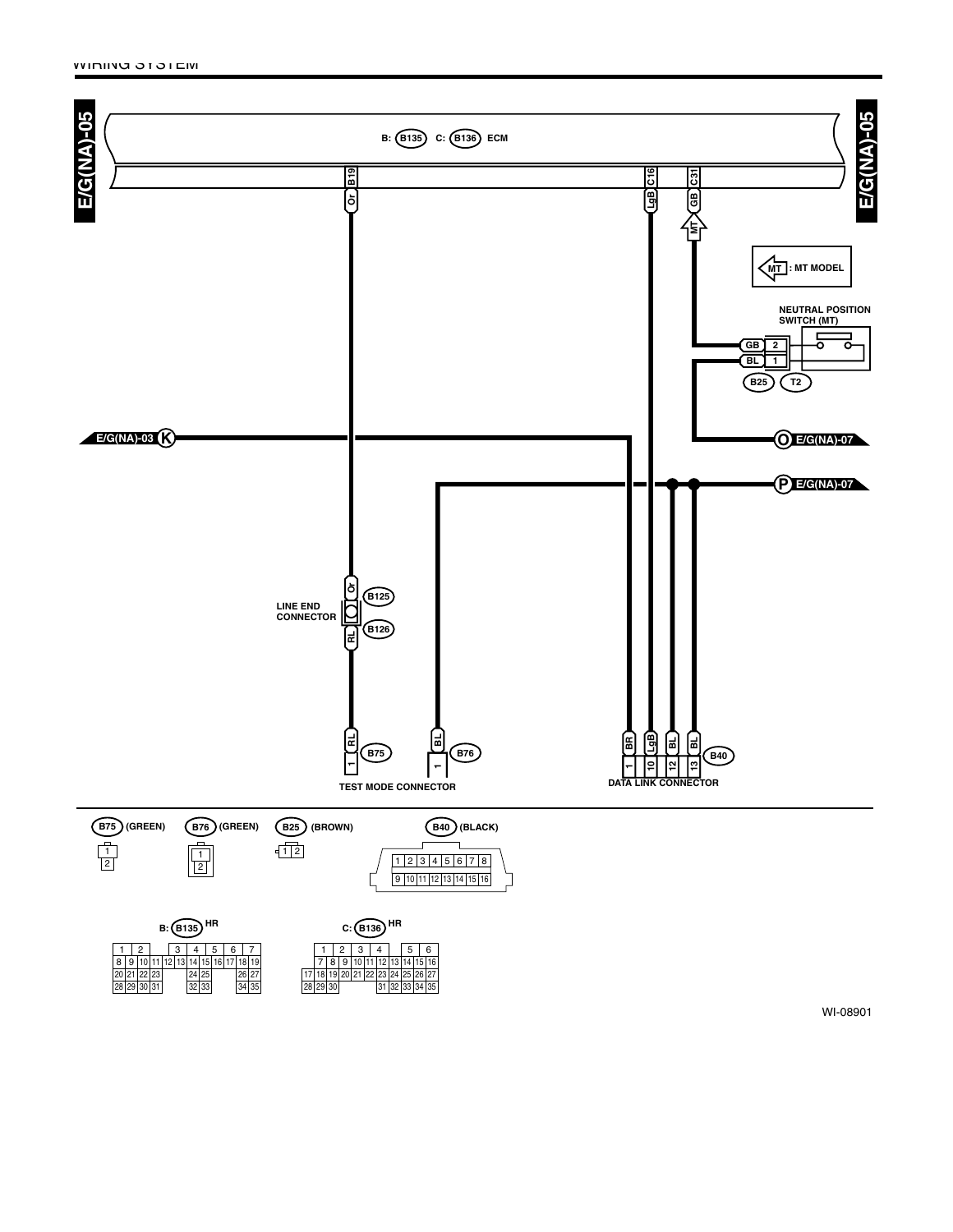E/G(NA)-05

B: B135 C: B136 ECM

B19 Or

C16 LgB

C31 GB

MT : MT MODEL

NEUTRAL POSITION SWITCH (MT)

GB 2

BL 1

B25 T2

E/G(NA)-03 K

O E/G(NA)-07

P E/G(NA)-07

LINE END CONNECTOR

Or B125

RL B126

RL 1 B75

BL 1 B76

TEST MODE CONNECTOR

BR 1, LgB 10, BL 12, BL 13 B40

DATA LINK CONNECTOR

B75 (GREEN)

| 1 |
|---|
| 2 |

B76 (GREEN)

| 1 |
|---|
| 2 |

B25 (BROWN)

| 1 | 2 |
|---|---|

B40 (BLACK)

| 1 | 2 | 3 | 4 | 5 | 6 | 7 | 8 |
|---|---|---|---|---|---|---|---|
| 9 | 10 | 11 | 12 | 13 | 14 | 15 | 16 |

B: B135 HR

| 1 | 2 | | | 3 | 4 | 5 | 6 | 7 |
|---|---|---|---|---|---|---|---|---|
| 8 | 9 | 10 | 11 | 12 | 13 | 14 | 15 | 16 | 17 | 18 | 19 |
| 20 | 21 | 22 | 23 | | 24 | 25 | | 26 | 27 |
| 28 | 29 | 30 | 31 | | 32 | 33 | | 34 | 35 |

C: B136 HR

| 1 | 2 | 3 | 4 | | 5 | 6 |
|---|---|---|---|---|---|---|
| 7 | 8 | 9 | 10 | 11 | 12 | 13 | 14 | 15 | 16 |
| 17 | 18 | 19 | 20 | 21 | 22 | 23 | 24 | 25 | 26 | 27 |
| 28 | 29 | 30 | | | 31 | 32 | 33 | 34 | 35 |

WI-08901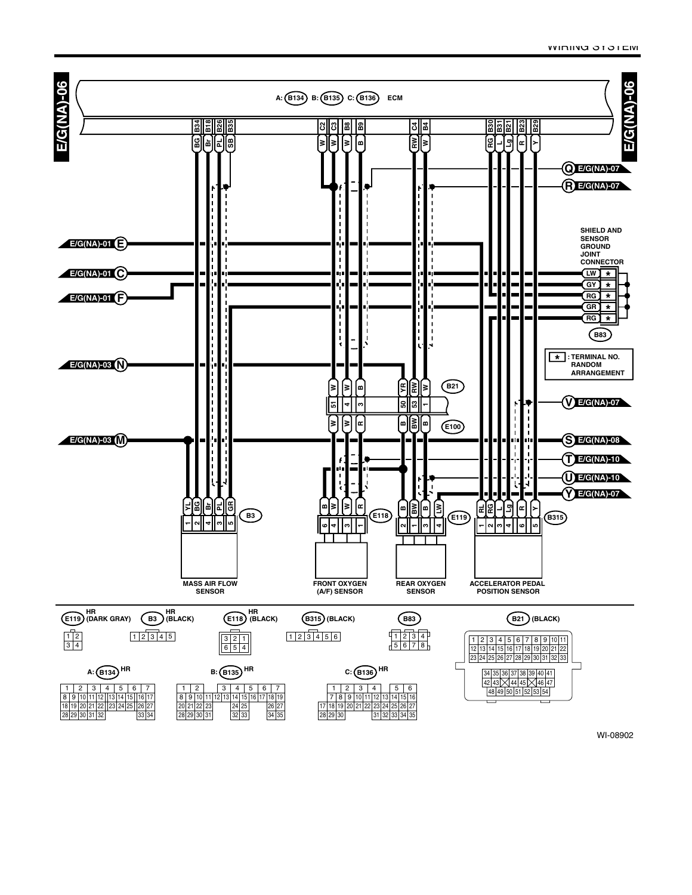E/G(NA)-06

A: B134 B: B135 C: B136 ECM

| B34 | B18 | B26 | B35 | C2 | C3 | B8 | B9 | C4 | B4 | B30 | B31 | B21 | B23 | B29 |
|---|---|---|---|---|---|---|---|---|---|---|---|---|---|---|
| BG | Br | PL | SB | W | W | W | B | RW | W | RG | L | Lg | R | Y |

Q E/G(NA)-07

R E/G(NA)-07

E/G(NA)-01 E

E/G(NA)-01 C

E/G(NA)-01 F

SHIELD AND SENSOR GROUND JOINT CONNECTOR

| LW | * |
|---|---|
| GY | * |
| RG | * |
| GR | * |
| RG | * |

B83

* : TERMINAL NO. RANDOM ARRANGEMENT

E/G(NA)-03 N

B21

| W | W | B | YR | RW | W |
|---|---|---|---|---|---|
| 51 | 4 | 3 | 50 | 53 | 1 |
| W | W | R | B | BW | B |

E100

V E/G(NA)-07

E/G(NA)-03 M

S E/G(NA)-08

T E/G(NA)-10

U E/G(NA)-10

Y E/G(NA)-07

| YL | BG | Br | PL | GR |
|---|---|---|---|---|
| 1 | 2 | 4 | 3 | 5 |

B3

| B | W | W | R |
|---|---|---|---|
| 6 | 4 | 3 | 1 |

E118

| B | BW | B | LW |
|---|---|---|---|
| 2 | 1 | 3 | 4 |

E119

| RL | RG | L | Lg | R | Y |
|---|---|---|---|---|---|
| 1 | 2 | 3 | 4 | 6 | 5 |

B315

MASS AIR FLOW SENSOR

FRONT OXYGEN (A/F) SENSOR

REAR OXYGEN SENSOR

ACCELERATOR PEDAL POSITION SENSOR

E119 HR (DARK GRAY)

| 1 | 2 |
|---|---|
| 3 | 4 |

B3 HR (BLACK)

| 1 | 2 | 3 | 4 | 5 |
|---|---|---|---|---|

E118 HR (BLACK)

| 3 | 2 | 1 |
|---|---|---|
| 6 | 5 | 4 |

B315 (BLACK)

| 1 | 2 | 3 | 4 | 5 | 6 |
|---|---|---|---|---|---|

B83

| 1 | 2 | 3 | 4 |
|---|---|---|---|
| 5 | 6 | 7 | 8 |

B21 (BLACK)

| 1 | 2 | 3 | 4 | 5 | 6 | 7 | 8 | 9 | 10 | 11 |
|---|---|---|---|---|---|---|---|---|---|---|
| 12 | 13 | 14 | 15 | 16 | 17 | 18 | 19 | 20 | 21 | 22 |
| 23 | 24 | 25 | 26 | 27 | 28 | 29 | 30 | 31 | 32 | 33 |

| 34 | 35 | 36 | 37 | 38 | 39 | 40 | 41 |
|---|---|---|---|---|---|---|---|
| 42 | 43 | | 44 | 45 | | 46 | 47 |
| 48 | 49 | 50 | 51 | 52 | 53 | 54 | |

A: B134 HR

| 1 | 2 | 3 | 4 | 5 | 6 | 7 | | | |
|---|---|---|---|---|---|---|---|---|---|
| 8 | 9 | 10 | 11 | 12 | 13 | 14 | 15 | 16 | 17 |
| 18 | 19 | 20 | 21 | 22 | 23 | 24 | 25 | 26 | 27 |
| 28 | 29 | 30 | 31 | 32 | | | | 33 | 34 |

B: B135 HR

| 1 | 2 | 3 | 4 | 5 | 6 | 7 | | | | | |
|---|---|---|---|---|---|---|---|---|---|---|---|
| 8 | 9 | 10 | 11 | 12 | 13 | 14 | 15 | 16 | 17 | 18 | 19 |
| 20 | 21 | 22 | 23 | | | 24 | 25 | | | 26 | 27 |
| 28 | 29 | 30 | 31 | | | 32 | 33 | | | 34 | 35 |

C: B136 HR

| 1 | 2 | 3 | 4 | 5 | 6 | | | | | |
|---|---|---|---|---|---|---|---|---|---|---|
| 7 | 8 | 9 | 10 | 11 | 12 | 13 | 14 | 15 | 16 | |
| 17 | 18 | 19 | 20 | 21 | 22 | 23 | 24 | 25 | 26 | 27 |
| 28 | 29 | 30 | | | 31 | 32 | 33 | 34 | 35 | |

WI-08902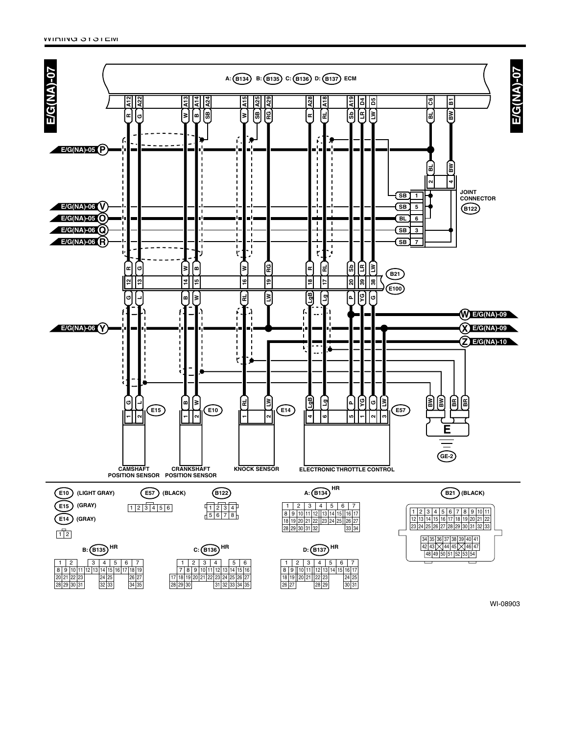E/G(NA)-07

A: B134 B: B135 C: B136 D: B137 ECM

JOINT CONNECTOR B122

E/G(NA)-05 P

E/G(NA)-06 V

E/G(NA)-05 O

E/G(NA)-06 Q

E/G(NA)-06 R

E/G(NA)-06 Y

W E/G(NA)-09

X E/G(NA)-09

Z E/G(NA)-10

B21

E100

E15 CAMSHAFT POSITION SENSOR

E10 CRANKSHAFT POSITION SENSOR

E14 KNOCK SENSOR

E57 ELECTRONIC THROTTLE CONTROL

E

GE-2

E10 (LIGHT GRAY)

E15 (GRAY)

E14 (GRAY)

E57 (BLACK)

B122

A: B134 HR

B21 (BLACK)

B: B135 HR

C: B136 HR

D: B137 HR

WI-08903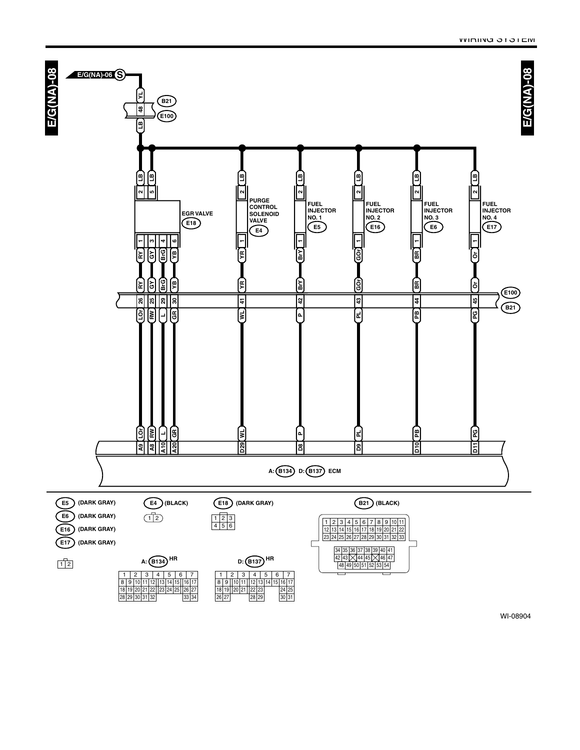E/G(NA)-08

E/G(NA)-06 S

| Component | Connector | Terminal | Wire (component side) | Joint connector E100/B21 pin | Wire (ECM side) | ECM terminal |
|---|---|---|---|---|---|---|
| Power supply (from E/G(NA)-06) | B21/E100 | 48 | YL / LB | | | |
| EGR VALVE | E18 | 2 | LB | | | |
| EGR VALVE | E18 | 5 | LB | | | |
| EGR VALVE | E18 | 1 | RY | 26 | LOr | A9 |
| EGR VALVE | E18 | 3 | GY | 25 | RW | A8 |
| EGR VALVE | E18 | 4 | BrG | 29 | L | A10 |
| EGR VALVE | E18 | 6 | YB | 30 | GR | A20 |
| PURGE CONTROL SOLENOID VALVE | E4 | 2 | LB | | | |
| PURGE CONTROL SOLENOID VALVE | E4 | 1 | YR | 41 | WL | D29 |
| FUEL INJECTOR NO. 1 | E5 | 2 | LB | | | |
| FUEL INJECTOR NO. 1 | E5 | 1 | BrY | 42 | P | D8 |
| FUEL INJECTOR NO. 2 | E16 | 2 | LB | | | |
| FUEL INJECTOR NO. 2 | E16 | 1 | GOr | 43 | PL | D9 |
| FUEL INJECTOR NO. 3 | E6 | 2 | LB | | | |
| FUEL INJECTOR NO. 3 | E6 | 1 | BR | 44 | PB | D10 |
| FUEL INJECTOR NO. 4 | E17 | 2 | LB | | | |
| FUEL INJECTOR NO. 4 | E17 | 1 | Or | 45 | PG | D11 |

ECM: A: B134 D: B137

E5 (DARK GRAY)
E6 (DARK GRAY)
E16 (DARK GRAY)
E17 (DARK GRAY)

| 1 | 2 |
|---|---|

E4 (BLACK)

| 1 | 2 |
|---|---|

E18 (DARK GRAY)

| 1 | 2 | 3 |
|---|---|---|
| 4 | 5 | 6 |

B21 (BLACK)

| 1 | 2 | 3 | 4 | 5 | 6 | 7 | 8 | 9 | 10 | 11 |
|---|---|---|---|---|---|---|---|---|---|---|
| 12 | 13 | 14 | 15 | 16 | 17 | 18 | 19 | 20 | 21 | 22 |
| 23 | 24 | 25 | 26 | 27 | 28 | 29 | 30 | 31 | 32 | 33 |
| 34 | 35 | 36 | 37 | 38 | 39 | 40 | 41 | | | |
| 42 | 43 | | 44 | 45 | | 46 | 47 | | | |
| 48 | 49 | 50 | 51 | 52 | 53 | 54 | | | | |

A: B134 HR

| 1 | 2 | 3 | 4 | 5 | 6 | 7 | | | |
|---|---|---|---|---|---|---|---|---|---|
| 8 | 9 | 10 | 11 | 12 | 13 | 14 | 15 | 16 | 17 |
| 18 | 19 | 20 | 21 | 22 | 23 | 24 | 25 | 26 | 27 |
| 28 | 29 | 30 | 31 | 32 | | | | 33 | 34 |

D: B137 HR

| 1 | 2 | 3 | 4 | 5 | 6 | 7 | | | |
|---|---|---|---|---|---|---|---|---|---|
| 8 | 9 | 10 | 11 | 12 | 13 | 14 | 15 | 16 | 17 |
| 18 | 19 | 20 | 21 | 22 | 23 | | | 24 | 25 |
| 26 | 27 | | | 28 | 29 | | | 30 | 31 |

WI-08904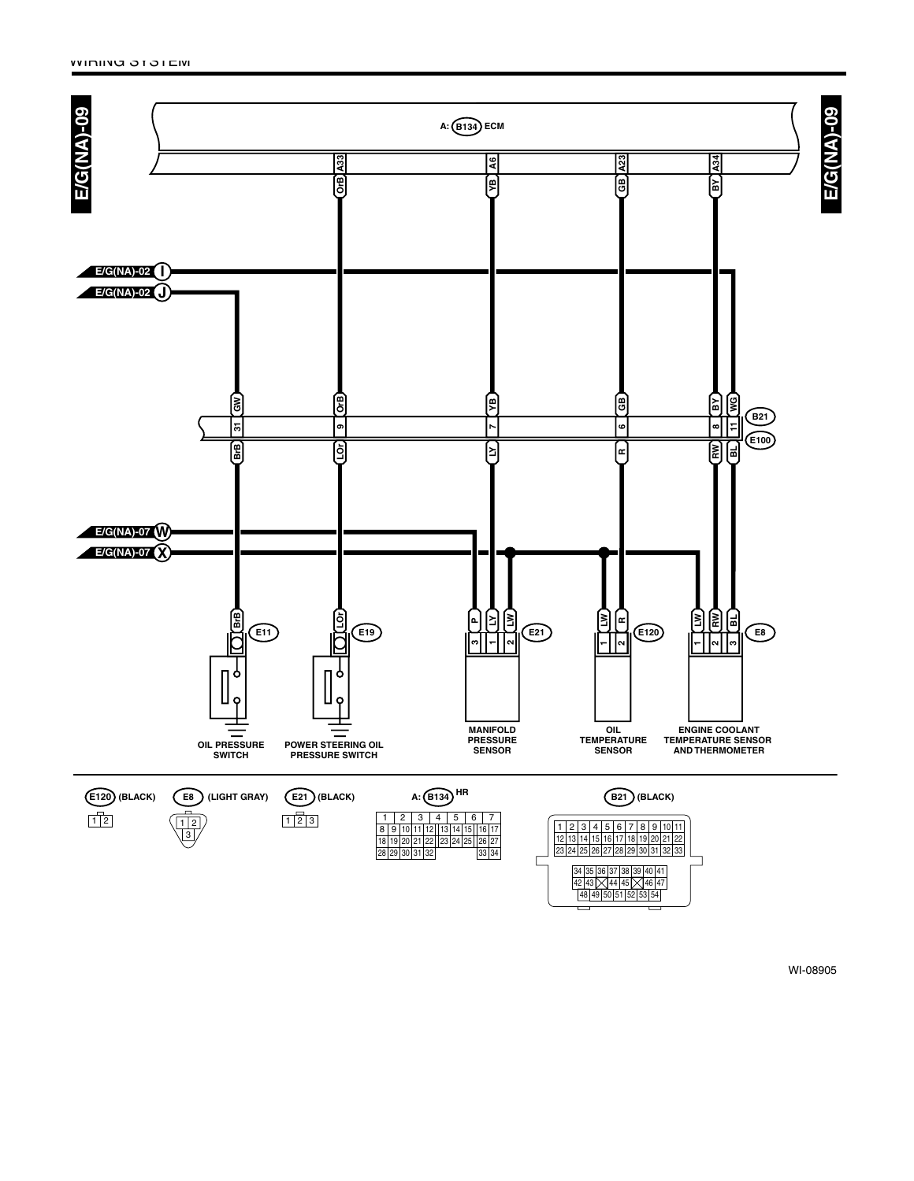E/G(NA)-09

A: B134 ECM

| ECM terminal | Wire (ECM side) | B21/E100 pin | Wire (engine side) | Component connector |
|---|---|---|---|---|
| | GW (from E/G(NA)-02 J) | 31 | BrB | E11 (BrB) |
| A33 | OrB | 9 | LOr | E19 (LOr) |
| A6 | YB | 7 | LY | E21 pin 1 (LY) |
| A23 | GB | 6 | R | E120 pin 2 (R) |
| A34 | BY | 8 | RW | E8 pin 2 (RW) |
| | WG (from E/G(NA)-02 I) | 11 | BL | E8 pin 3 (BL) |

E/G(NA)-07 W → E21 pin 3 (P)

E/G(NA)-07 X → E21 pin 2 (LW), E120 pin 1 (LW), E8 pin 1 (LW)

- E11: OIL PRESSURE SWITCH
- E19: POWER STEERING OIL PRESSURE SWITCH
- E21: MANIFOLD PRESSURE SENSOR
- E120: OIL TEMPERATURE SENSOR
- E8: ENGINE COOLANT TEMPERATURE SENSOR AND THERMOMETER

E120 (BLACK): 1 2

E8 (LIGHT GRAY): 1 2 / 3

E21 (BLACK): 1 2 3

A: B134 HR

| 1 | 2 | 3 | 4 | 5 | 6 | 7 |
|---|---|---|---|---|---|---|
| 8 9 | 10 11 12 | 13 14 15 | 16 17 | | | |
| 18 19 20 21 22 | 23 24 25 | 26 27 | | | | |
| 28 29 30 31 32 | | 33 34 | | | | |

B21 (BLACK)

1 2 3 4 5 6 7 8 9 10 11
12 13 14 15 16 17 18 19 20 21 22
23 24 25 26 27 28 29 30 31 32 33

34 35 36 37 38 39 40 41
42 43 ☒ 44 45 ☒ 46 47
48 49 50 51 52 53 54

WI-08905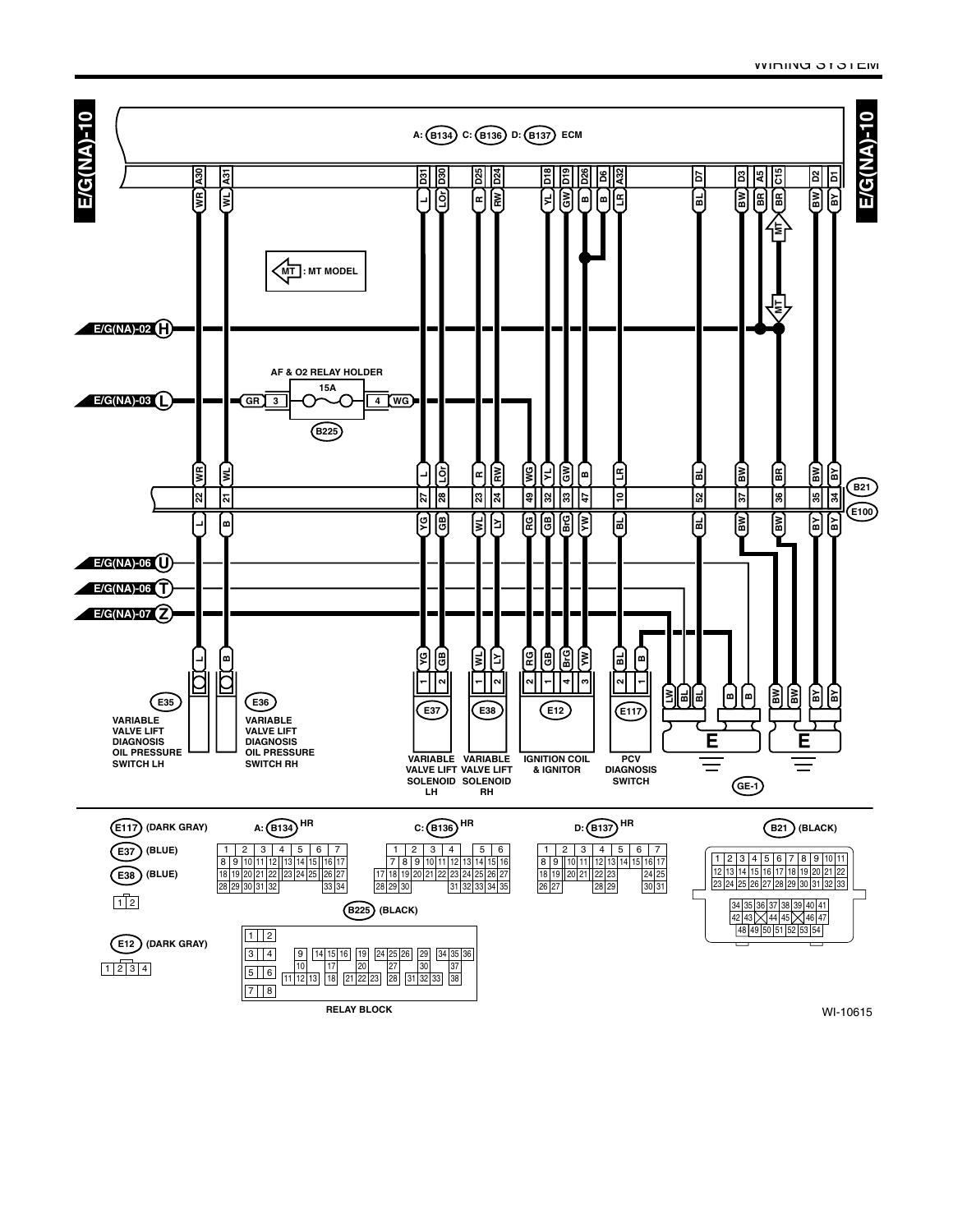E/G(NA)-10

A: (B134) C: (B136) D: (B137) ECM

MT : MT MODEL

E/G(NA)-02 (H)

E/G(NA)-03 (L)

AF & O2 RELAY HOLDER

15A

GR 3

4 WG

(B225)

(B21)

(E100)

E/G(NA)-06 (U)

E/G(NA)-06 (T)

E/G(NA)-07 (Z)

(E35) VARIABLE VALVE LIFT DIAGNOSIS OIL PRESSURE SWITCH LH

(E36) VARIABLE VALVE LIFT DIAGNOSIS OIL PRESSURE SWITCH RH

(E37) VARIABLE VALVE LIFT SOLENOID LH

(E38) VARIABLE VALVE LIFT SOLENOID RH

(E12) IGNITION COIL & IGNITOR

(E117) PCV DIAGNOSIS SWITCH

(GE-1)

(E117) (DARK GRAY)

(E37) (BLUE)

(E38) (BLUE)

A: (B134) HR

C: (B136) HR

D: (B137) HR

(B21) (BLACK)

(B225) (BLACK)

(E12) (DARK GRAY)

RELAY BLOCK

WI-10615